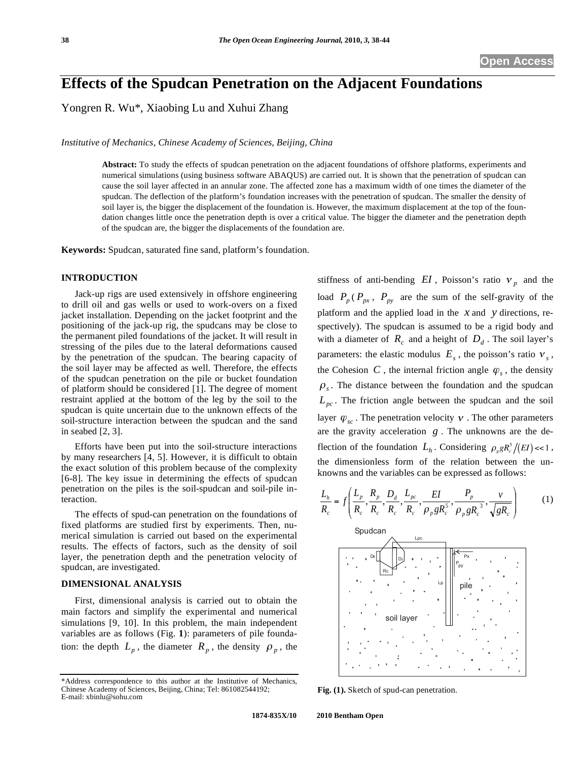# Effects of the Spudcan Penetration on the Adjacent Foundations

Yongren R. Wu*, Xiaobing Lu and Xuhui Zhang

*Institutive of Mechanics, Chinese Academy of Sciences, Beijing, China*

**Abstract:** To study the effects of spudcan penetration on the adjacent foundations of offshore platforms, experiments and numerical simulations (using business software ABAQUS) are carried out. It is shown that the penetration of spudcan can cause the soil layer affected in an annular zone. The affected zone has a maximum width of one times the diameter of the spudcan. The deflection of the platform's foundation increases with the penetration of spudcan. The smaller the density of soil layer is, the bigger the displacement of the foundation is. However, the maximum displacement at the top of the foundation changes little once the penetration depth is over a critical value. The bigger the diameter and the penetration depth of the spudcan are, the bigger the displacements of the foundation are.

**Keywords:** Spudcan, saturated fine sand, platform's foundation.

## INTRODUCTION

Jack-up rigs are used extensively in offshore engineering to drill oil and gas wells or used to work-overs on a fixed jacket installation. Depending on the jacket footprint and the positioning of the jack-up rig, the spudcans may be close to the permanent piled foundations of the jacket. It will result in stressing of the piles due to the lateral deformations caused by the penetration of the spudcan. The bearing capacity of the soil layer may be affected as well. Therefore, the effects of the spudcan penetration on the pile or bucket foundation of platform should be considered [1]. The degree of moment restraint applied at the bottom of the leg by the soil to the spudcan is quite uncertain due to the unknown effects of the soil-structure interaction between the spudcan and the sand in seabed [2, 3].

Efforts have been put into the soil-structure interactions by many researchers [4, 5]. However, it is difficult to obtain the exact solution of this problem because of the complexity [6-8]. The key issue in determining the effects of spudcan penetration on the piles is the soil-spudcan and soil-pile interaction.

The effects of spud-can penetration on the foundations of fixed platforms are studied first by experiments. Then, numerical simulation is carried out based on the experimental results. The effects of factors, such as the density of soil layer, the penetration depth and the penetration velocity of spudcan, are investigated.

## DIMENSIONAL ANALYSIS

First, dimensional analysis is carried out to obtain the main factors and simplify the experimental and numerical simulations [9, 10]. In this problem, the main independent variables are as follows (Fig. **1**): parameters of pile foundation: the depth $L_p$, the diameter $R_p$, the density $\rho_p$, the stiffness of anti-bending $EI$, Poisson's ratio $\nu_p$ and the load $P_p$ ($P_{px}$, $P_{py}$ are the sum of the self-gravity of the platform and the applied load in the $x$ and $y$ directions, respectively). The spudcan is assumed to be a rigid body and with a diameter of $R_c$ and a height of $D_d$. The soil layer's parameters: the elastic modulus $E_s$, the poisson's ratio $\nu_s$, the Cohesion $C$, the internal friction angle $\varphi_s$, the density $\rho_s$. The distance between the foundation and the spudcan $L_{pc}$. The friction angle between the spudcan and the soil layer $\varphi_{sc}$. The penetration velocity $v$. The other parameters are the gravity acceleration $g$. The unknowns are the deflection of the foundation $L_h$. Considering $\rho_s g R_c^5/(EI) << 1$, the dimensionless form of the relation between the unknowns and the variables can be expressed as follows:

$$\frac{L_h}{R_c} = f\left(\frac{L_p}{R_c}, \frac{R_p}{R_c}, \frac{D_d}{R_c}, \frac{L_{pc}}{R_c}, \frac{EI}{\rho_p g R_c^5}, \frac{P_p}{\rho_p g R_c^{\ 3}}, \frac{v}{\sqrt{gR_c}}\right) \tag{1}$$

**Fig. (1).** Sketch of spud-can penetration.

*Address correspondence to this author at the Institutive of Mechanics, Chinese Academy of Sciences, Beijing, China; Tel: 861082544192; E-mail: xbinlu@sohu.com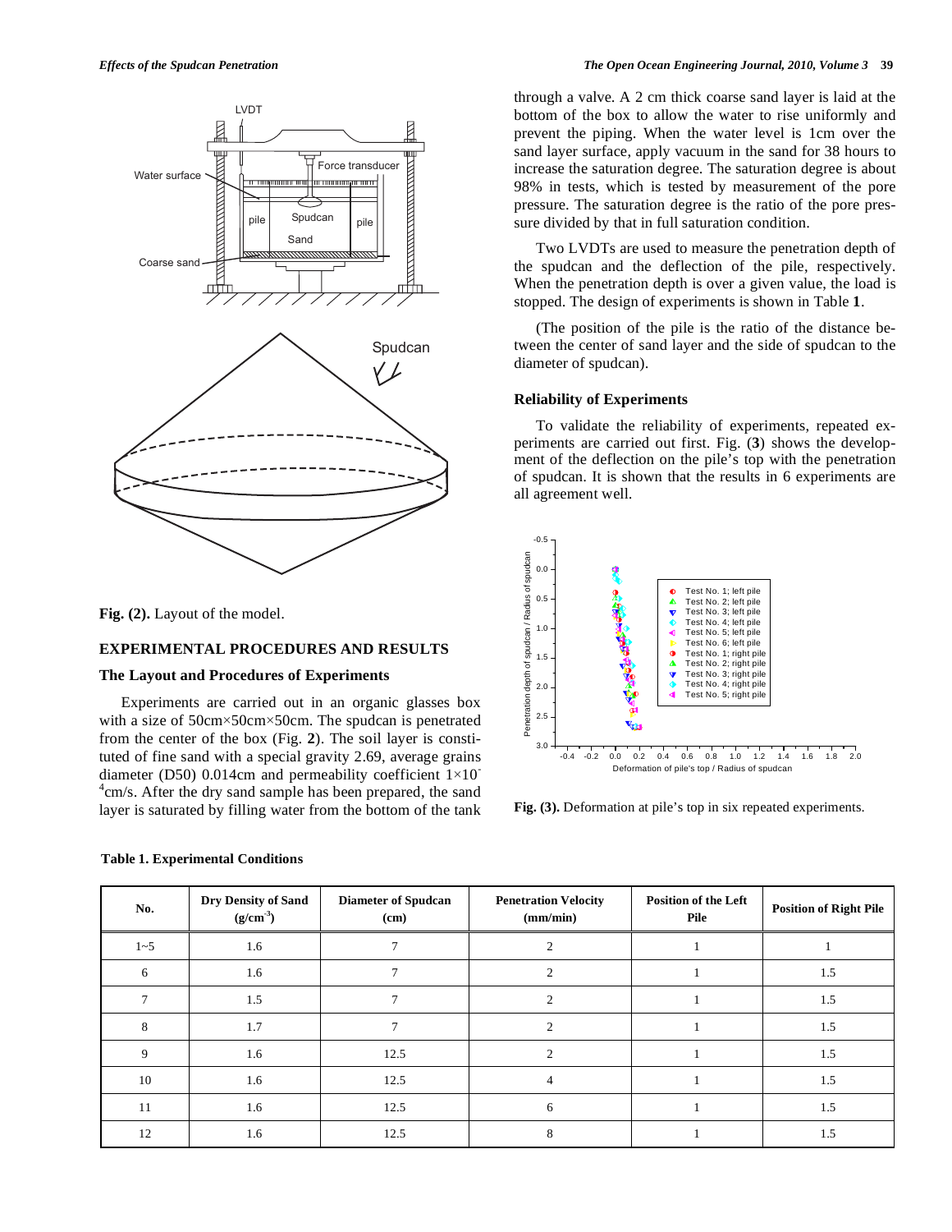Fig. (2). Layout of the model.

## EXPERIMENTAL PROCEDURES AND RESULTS

### The Layout and Procedures of Experiments

Experiments are carried out in an organic glasses box with a size of 50cm×50cm×50cm. The spudcan is penetrated from the center of the box (Fig. 2). The soil layer is constituted of fine sand with a special gravity 2.69, average grains diameter (D50) 0.014cm and permeability coefficient $1\times10^{-4}$cm/s. After the dry sand sample has been prepared, the sand layer is saturated by filling water from the bottom of the tank through a valve. A 2 cm thick coarse sand layer is laid at the bottom of the box to allow the water to rise uniformly and prevent the piping. When the water level is 1cm over the sand layer surface, apply vacuum in the sand for 38 hours to increase the saturation degree. The saturation degree is about 98% in tests, which is tested by measurement of the pore pressure. The saturation degree is the ratio of the pore pressure divided by that in full saturation condition.

Two LVDTs are used to measure the penetration depth of the spudcan and the deflection of the pile, respectively. When the penetration depth is over a given value, the load is stopped. The design of experiments is shown in Table 1.

(The position of the pile is the ratio of the distance between the center of sand layer and the side of spudcan to the diameter of spudcan).

### Reliability of Experiments

To validate the reliability of experiments, repeated experiments are carried out first. Fig. (3) shows the development of the deflection on the pile's top with the penetration of spudcan. It is shown that the results in 6 experiments are all agreement well.

Fig. (3). Deformation at pile's top in six repeated experiments.

**Table 1. Experimental Conditions**

| No. | Dry Density of Sand ($g/cm^3$) | Diameter of Spudcan (cm) | Penetration Velocity (mm/min) | Position of the Left Pile | Position of Right Pile |
|---|---|---|---|---|---|
| 1~5 | 1.6 | 7 | 2 | 1 | 1 |
| 6 | 1.6 | 7 | 2 | 1 | 1.5 |
| 7 | 1.5 | 7 | 2 | 1 | 1.5 |
| 8 | 1.7 | 7 | 2 | 1 | 1.5 |
| 9 | 1.6 | 12.5 | 2 | 1 | 1.5 |
| 10 | 1.6 | 12.5 | 4 | 1 | 1.5 |
| 11 | 1.6 | 12.5 | 6 | 1 | 1.5 |
| 12 | 1.6 | 12.5 | 8 | 1 | 1.5 |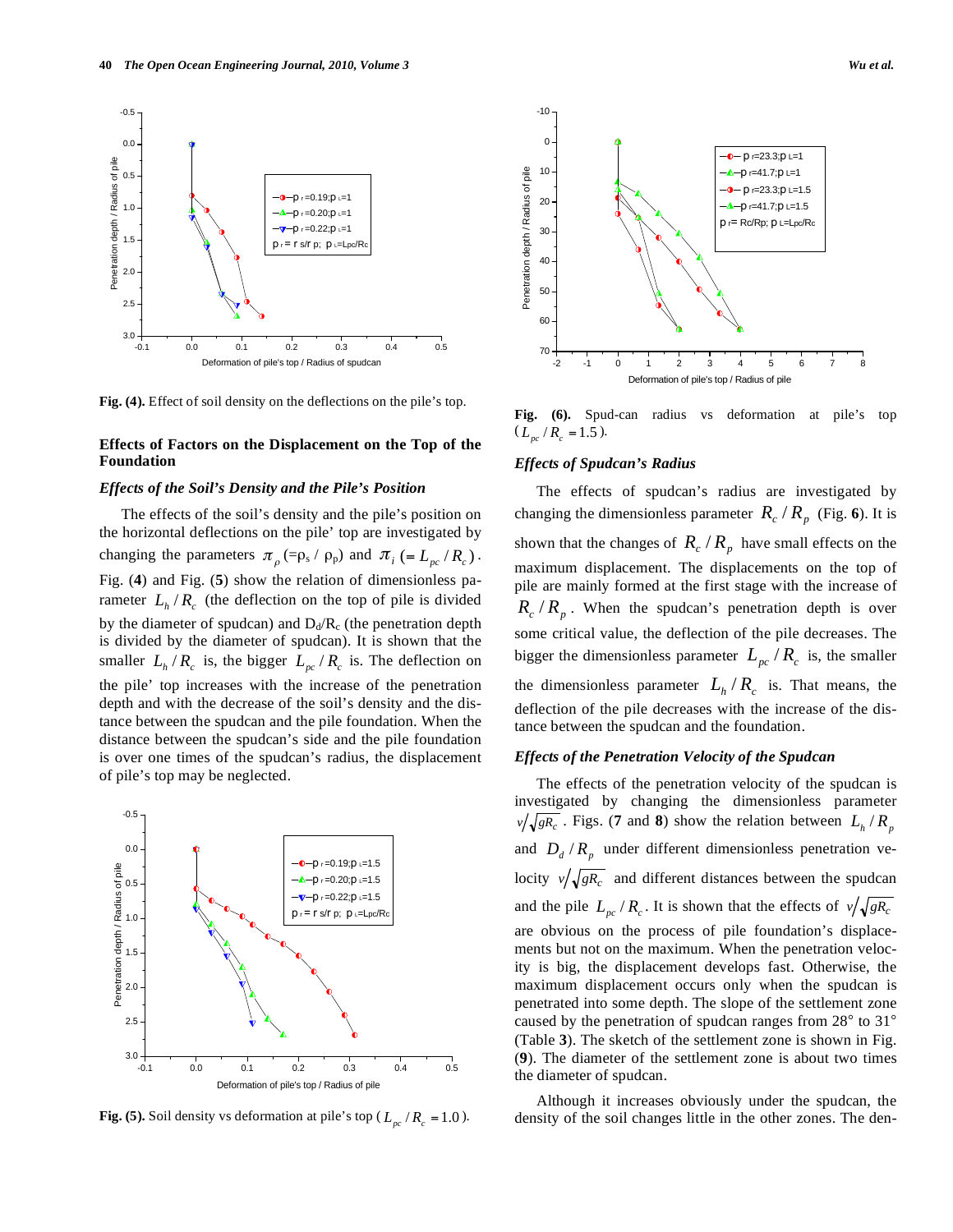**Fig. (4).** Effect of soil density on the deflections on the pile's top.

## Effects of Factors on the Displacement on the Top of the Foundation

### *Effects of the Soil's Density and the Pile's Position*

The effects of the soil's density and the pile's position on the horizontal deflections on the pile' top are investigated by changing the parameters $\pi_\rho$ (=$\rho_s$ / $\rho_p$) and $\pi_i$ ($= L_{pc} / R_c$). Fig. (**4**) and Fig. (**5**) show the relation of dimensionless parameter $L_h / R_c$ (the deflection on the top of pile is divided by the diameter of spudcan) and $D_d/R_c$ (the penetration depth is divided by the diameter of spudcan). It is shown that the smaller $L_h / R_c$ is, the bigger $L_{pc} / R_c$ is. The deflection on the pile' top increases with the increase of the penetration depth and with the decrease of the soil's density and the distance between the spudcan and the pile foundation. When the distance between the spudcan's side and the pile foundation is over one times of the spudcan's radius, the displacement of pile's top may be neglected.

**Fig. (5).** Soil density vs deformation at pile's top ($L_{pc} / R_c = 1.0$).

**Fig. (6).** Spud-can radius vs deformation at pile's top ($L_{pc} / R_c = 1.5$).

### *Effects of Spudcan's Radius*

The effects of spudcan's radius are investigated by changing the dimensionless parameter $R_c / R_p$ (Fig. **6**). It is shown that the changes of $R_c / R_p$ have small effects on the maximum displacement. The displacements on the top of pile are mainly formed at the first stage with the increase of $R_c / R_p$. When the spudcan's penetration depth is over some critical value, the deflection of the pile decreases. The bigger the dimensionless parameter $L_{pc} / R_c$ is, the smaller the dimensionless parameter $L_h / R_c$ is. That means, the deflection of the pile decreases with the increase of the distance between the spudcan and the foundation.

### *Effects of the Penetration Velocity of the Spudcan*

The effects of the penetration velocity of the spudcan is investigated by changing the dimensionless parameter $v/\sqrt{gR_c}$. Figs. (**7** and **8**) show the relation between $L_h / R_p$ and $D_d / R_p$ under different dimensionless penetration velocity $v/\sqrt{gR_c}$ and different distances between the spudcan and the pile $L_{pc} / R_c$. It is shown that the effects of $v/\sqrt{gR_c}$ are obvious on the process of pile foundation's displacements but not on the maximum. When the penetration velocity is big, the displacement develops fast. Otherwise, the maximum displacement occurs only when the spudcan is penetrated into some depth. The slope of the settlement zone caused by the penetration of spudcan ranges from 28° to 31° (Table **3**). The sketch of the settlement zone is shown in Fig. (**9**). The diameter of the settlement zone is about two times the diameter of spudcan.

Although it increases obviously under the spudcan, the density of the soil changes little in the other zones. The den-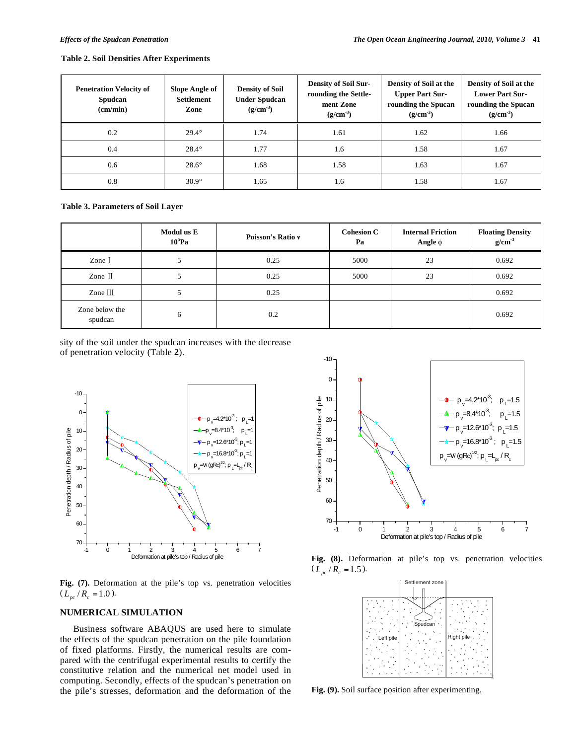**Table 2. Soil Densities After Experiments**

| Penetration Velocity of Spudcan (cm/min) | Slope Angle of Settlement Zone | Density of Soil Under Spudcan (g/cm$^{-3}$) | Density of Soil Surrounding the Settlement Zone (g/cm$^{-3}$) | Density of Soil at the Upper Part Surrounding the Spucan (g/cm$^{-3}$) | Density of Soil at the Lower Part Surrounding the Spucan (g/cm$^{-3}$) |
|---|---|---|---|---|---|
| 0.2 | 29.4° | 1.74 | 1.61 | 1.62 | 1.66 |
| 0.4 | 28.4° | 1.77 | 1.6 | 1.58 | 1.67 |
| 0.6 | 28.6° | 1.68 | 1.58 | 1.63 | 1.67 |
| 0.8 | 30.9° | 1.65 | 1.6 | 1.58 | 1.67 |

**Table 3. Parameters of Soil Layer**

| | Modul us E $10^5$Pa | Poisson's Ratio ν | Cohesion C Pa | Internal Friction Angle ϕ | Floating Density g/cm$^{-3}$ |
|---|---|---|---|---|---|
| Zone Ⅰ | 5 | 0.25 | 5000 | 23 | 0.692 |
| Zone Ⅱ | 5 | 0.25 | 5000 | 23 | 0.692 |
| Zone Ⅲ | 5 | 0.25 | | | 0.692 |
| Zone below the spudcan | 6 | 0.2 | | | 0.692 |

sity of the soil under the spudcan increases with the decrease of penetration velocity (Table **2**).

**Fig. (7).** Deformation at the pile's top vs. penetration velocities ($L_{pc}/R_c = 1.0$).

## NUMERICAL SIMULATION

Business software ABAQUS are used here to simulate the effects of the spudcan penetration on the pile foundation of fixed platforms. Firstly, the numerical results are compared with the centrifugal experimental results to certify the constitutive relation and the numerical net model used in computing. Secondly, effects of the spudcan's penetration on the pile's stresses, deformation and the deformation of the

**Fig. (8).** Deformation at pile's top vs. penetration velocities ($L_{pc}/R_c = 1.5$).

**Fig. (9).** Soil surface position after experimenting.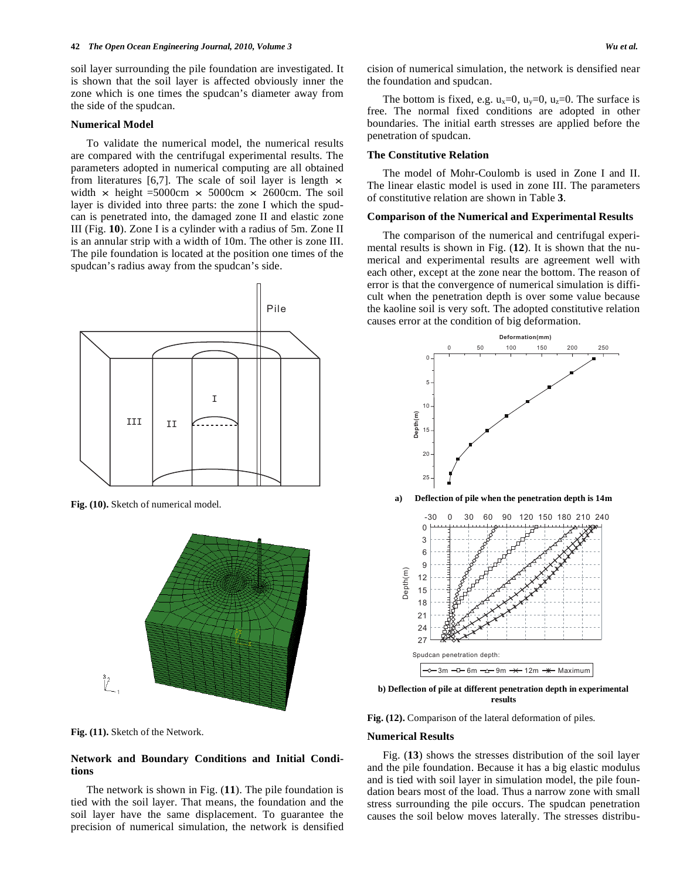soil layer surrounding the pile foundation are investigated. It is shown that the soil layer is affected obviously inner the zone which is one times the spudcan's diameter away from the side of the spudcan.

### Numerical Model

To validate the numerical model, the numerical results are compared with the centrifugal experimental results. The parameters adopted in numerical computing are all obtained from literatures [6,7]. The scale of soil layer is length × width × height =5000cm × 5000cm × 2600cm. The soil layer is divided into three parts: the zone I which the spudcan is penetrated into, the damaged zone II and elastic zone III (Fig. **10**). Zone I is a cylinder with a radius of 5m. Zone II is an annular strip with a width of 10m. The other is zone III. The pile foundation is located at the position one times of the spudcan's radius away from the spudcan's side.

**Fig. (10).** Sketch of numerical model.

**Fig. (11).** Sketch of the Network.

### Network and Boundary Conditions and Initial Conditions

The network is shown in Fig. (**11**). The pile foundation is tied with the soil layer. That means, the foundation and the soil layer have the same displacement. To guarantee the precision of numerical simulation, the network is densified near the foundation and spudcan.

The bottom is fixed, e.g. $u_x$=0, $u_y$=0, $u_z$=0. The surface is free. The normal fixed conditions are adopted in other boundaries. The initial earth stresses are applied before the penetration of spudcan.

### The Constitutive Relation

The model of Mohr-Coulomb is used in Zone I and II. The linear elastic model is used in zone III. The parameters of constitutive relation are shown in Table **3**.

### Comparison of the Numerical and Experimental Results

The comparison of the numerical and centrifugal experimental results is shown in Fig. (**12**). It is shown that the numerical and experimental results are agreement well with each other, except at the zone near the bottom. The reason of error is that the convergence of numerical simulation is difficult when the penetration depth is over some value because the kaoline soil is very soft. The adopted constitutive relation causes error at the condition of big deformation.

**a) Deflection of pile when the penetration depth is 14m**

**b) Deflection of pile at different penetration depth in experimental results**

**Fig. (12).** Comparison of the lateral deformation of piles.

### Numerical Results

Fig. (**13**) shows the stresses distribution of the soil layer and the pile foundation. Because it has a big elastic modulus and is tied with soil layer in simulation model, the pile foundation bears most of the load. Thus a narrow zone with small stress surrounding the pile occurs. The spudcan penetration causes the soil below moves laterally. The stresses distribu-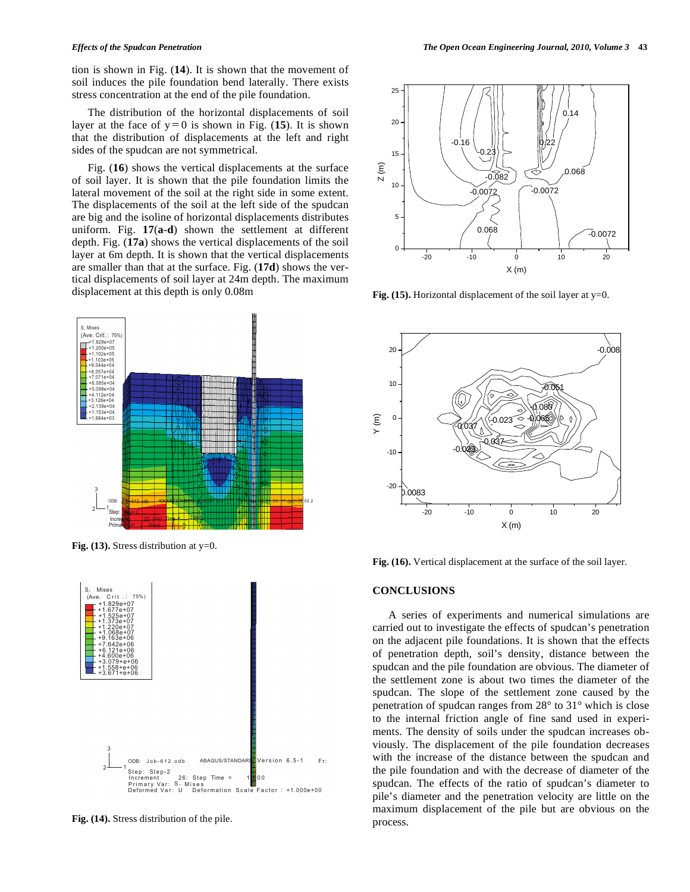tion is shown in Fig. (**14**). It is shown that the movement of soil induces the pile foundation bend laterally. There exists stress concentration at the end of the pile foundation.

The distribution of the horizontal displacements of soil layer at the face of y = 0 is shown in Fig. (**15**). It is shown that the distribution of displacements at the left and right sides of the spudcan are not symmetrical.

Fig. (**16**) shows the vertical displacements at the surface of soil layer. It is shown that the pile foundation limits the lateral movement of the soil at the right side in some extent. The displacements of the soil at the left side of the spudcan are big and the isoline of horizontal displacements distributes uniform. Fig. **17**(**a-d**) shown the settlement at different depth. Fig. (**17a**) shows the vertical displacements of the soil layer at 6m depth. It is shown that the vertical displacements are smaller than that at the surface. Fig. (**17d**) shows the vertical displacements of soil layer at 24m depth. The maximum displacement at this depth is only 0.08m

**Fig. (13).** Stress distribution at y=0.

**Fig. (14).** Stress distribution of the pile.

**Fig. (15).** Horizontal displacement of the soil layer at y=0.

**Fig. (16).** Vertical displacement at the surface of the soil layer.

## CONCLUSIONS

A series of experiments and numerical simulations are carried out to investigate the effects of spudcan's penetration on the adjacent pile foundations. It is shown that the effects of penetration depth, soil's density, distance between the spudcan and the pile foundation are obvious. The diameter of the settlement zone is about two times the diameter of the spudcan. The slope of the settlement zone caused by the penetration of spudcan ranges from 28° to 31° which is close to the internal friction angle of fine sand used in experiments. The density of soils under the spudcan increases obviously. The displacement of the pile foundation decreases with the increase of the distance between the spudcan and the pile foundation and with the decrease of diameter of the spudcan. The effects of the ratio of spudcan's diameter to pile's diameter and the penetration velocity are little on the maximum displacement of the pile but are obvious on the process.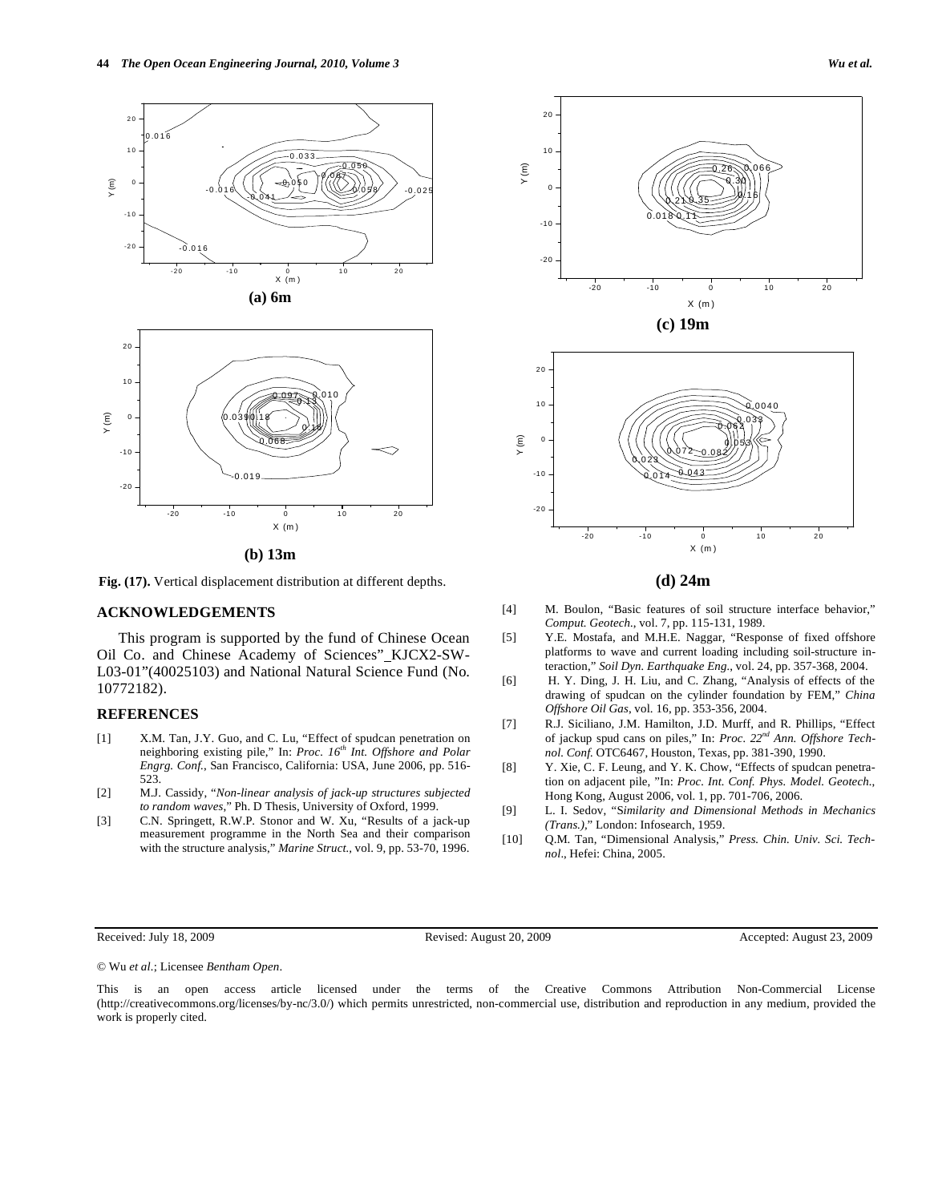(a) 6m

(b) 13m

(c) 19m

(d) 24m

**Fig. (17).** Vertical displacement distribution at different depths.

## ACKNOWLEDGEMENTS

This program is supported by the fund of Chinese Ocean Oil Co. and Chinese Academy of Sciences"_KJCX2-SW-L03-01"(40025103) and National Natural Science Fund (No. 10772182).

## REFERENCES

[1] X.M. Tan, J.Y. Guo, and C. Lu, "Effect of spudcan penetration on neighboring existing pile," In: *Proc. 16th Int. Offshore and Polar Engrg. Conf.*, San Francisco, California: USA, June 2006, pp. 516-523.

[2] M.J. Cassidy, "*Non-linear analysis of jack-up structures subjected to random waves*," Ph. D Thesis, University of Oxford, 1999.

[3] C.N. Springett, R.W.P. Stonor and W. Xu, "Results of a jack-up measurement programme in the North Sea and their comparison with the structure analysis," *Marine Struct.*, vol. 9, pp. 53-70, 1996.

[4] M. Boulon, "Basic features of soil structure interface behavior," *Comput. Geotech.*, vol. 7, pp. 115-131, 1989.

[5] Y.E. Mostafa, and M.H.E. Naggar, "Response of fixed offshore platforms to wave and current loading including soil-structure interaction," *Soil Dyn. Earthquake Eng.*, vol. 24, pp. 357-368, 2004.

[6] H. Y. Ding, J. H. Liu, and C. Zhang, "Analysis of effects of the drawing of spudcan on the cylinder foundation by FEM," *China Offshore Oil Gas*, vol. 16, pp. 353-356, 2004.

[7] R.J. Siciliano, J.M. Hamilton, J.D. Murff, and R. Phillips, "Effect of jackup spud cans on piles," In: *Proc. 22nd Ann. Offshore Technol. Conf.* OTC6467, Houston, Texas, pp. 381-390, 1990.

[8] Y. Xie, C. F. Leung, and Y. K. Chow, "Effects of spudcan penetration on adjacent pile, "In: *Proc. Int. Conf. Phys. Model. Geotech.*, Hong Kong, August 2006, vol. 1, pp. 701-706, 2006.

[9] L. I. Sedov, "*Similarity and Dimensional Methods in Mechanics (Trans.)*," London: Infosearch, 1959.

[10] Q.M. Tan, "Dimensional Analysis," *Press. Chin. Univ. Sci. Technol*., Hefei: China, 2005.

Received: July 18, 2009 Revised: August 20, 2009 Accepted: August 23, 2009

© Wu *et al.*; Licensee *Bentham Open*.

This is an open access article licensed under the terms of the Creative Commons Attribution Non-Commercial License (http://creativecommons.org/licenses/by-nc/3.0/) which permits unrestricted, non-commercial use, distribution and reproduction in any medium, provided the work is properly cited.